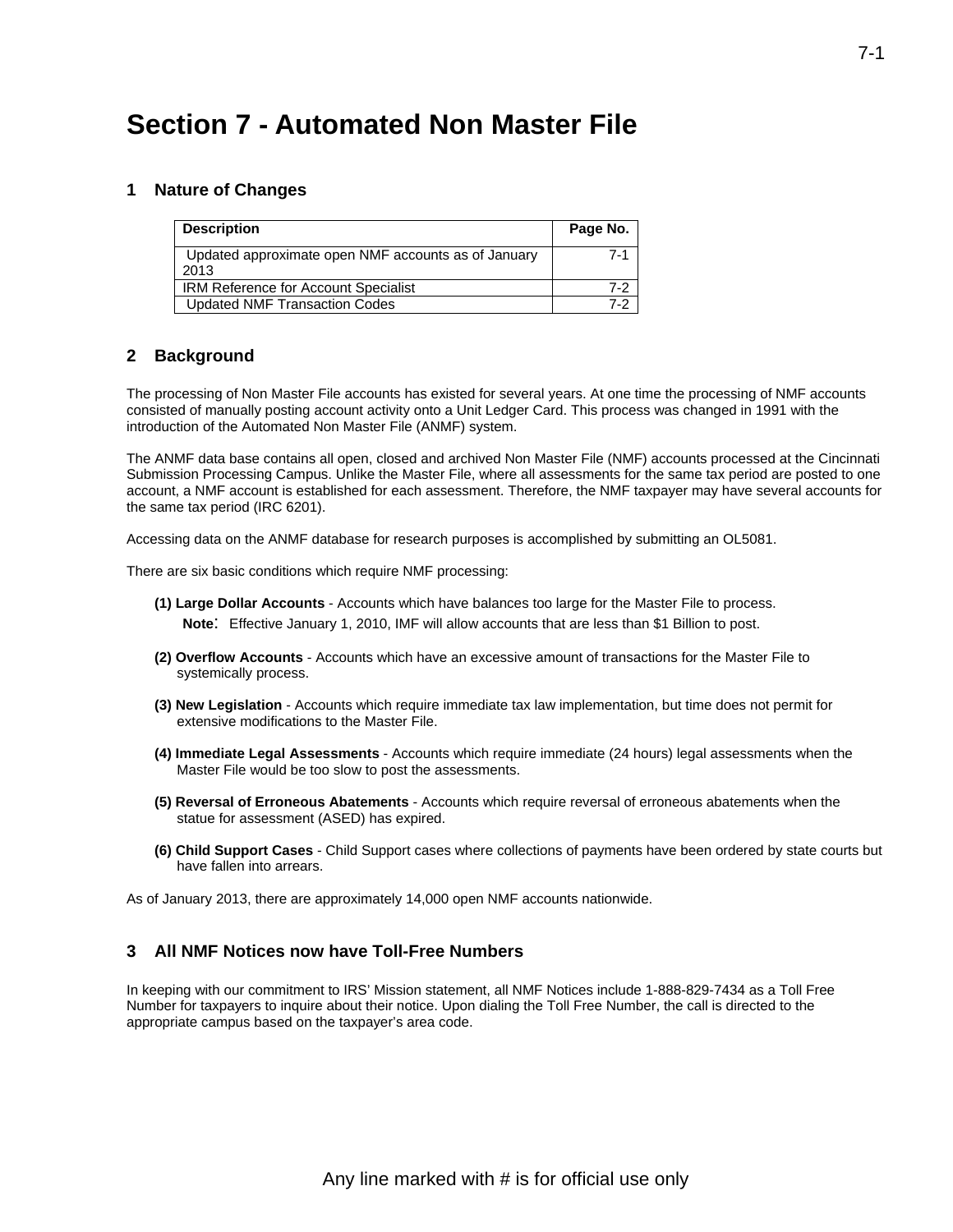# Section 7 - Automated Non Master File

## 1 Nature of Changes

| Description | Page No. |
|---|---|
| Updated approximate open NMF accounts as of January 2013 | 7-1 |
| IRM Reference for Account Specialist | 7-2 |
| Updated NMF Transaction Codes | 7-2 |

## 2 Background

The processing of Non Master File accounts has existed for several years. At one time the processing of NMF accounts consisted of manually posting account activity onto a Unit Ledger Card. This process was changed in 1991 with the introduction of the Automated Non Master File (ANMF) system.

The ANMF data base contains all open, closed and archived Non Master File (NMF) accounts processed at the Cincinnati Submission Processing Campus. Unlike the Master File, where all assessments for the same tax period are posted to one account, a NMF account is established for each assessment. Therefore, the NMF taxpayer may have several accounts for the same tax period (IRC 6201).

Accessing data on the ANMF database for research purposes is accomplished by submitting an OL5081.

There are six basic conditions which require NMF processing:

**(1) Large Dollar Accounts** - Accounts which have balances too large for the Master File to process.

**Note**: Effective January 1, 2010, IMF will allow accounts that are less than $1 Billion to post.

**(2) Overflow Accounts** - Accounts which have an excessive amount of transactions for the Master File to systemically process.

**(3) New Legislation** - Accounts which require immediate tax law implementation, but time does not permit for extensive modifications to the Master File.

**(4) Immediate Legal Assessments** - Accounts which require immediate (24 hours) legal assessments when the Master File would be too slow to post the assessments.

**(5) Reversal of Erroneous Abatements** - Accounts which require reversal of erroneous abatements when the statue for assessment (ASED) has expired.

**(6) Child Support Cases** - Child Support cases where collections of payments have been ordered by state courts but have fallen into arrears.

As of January 2013, there are approximately 14,000 open NMF accounts nationwide.

## 3 All NMF Notices now have Toll-Free Numbers

In keeping with our commitment to IRS' Mission statement, all NMF Notices include 1-888-829-7434 as a Toll Free Number for taxpayers to inquire about their notice. Upon dialing the Toll Free Number, the call is directed to the appropriate campus based on the taxpayer's area code.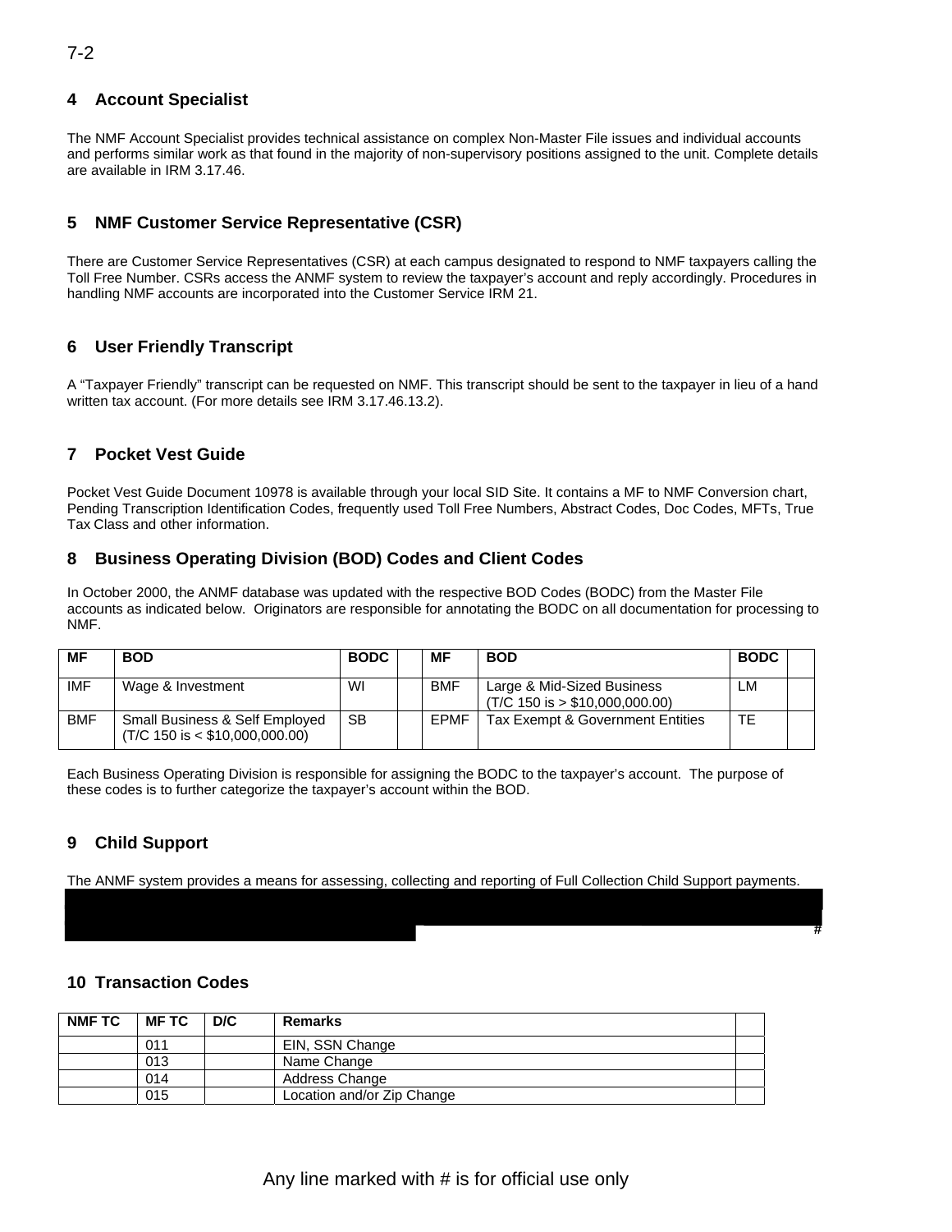## 4 Account Specialist

The NMF Account Specialist provides technical assistance on complex Non-Master File issues and individual accounts and performs similar work as that found in the majority of non-supervisory positions assigned to the unit. Complete details are available in IRM 3.17.46.

## 5 NMF Customer Service Representative (CSR)

There are Customer Service Representatives (CSR) at each campus designated to respond to NMF taxpayers calling the Toll Free Number. CSRs access the ANMF system to review the taxpayer's account and reply accordingly. Procedures in handling NMF accounts are incorporated into the Customer Service IRM 21.

## 6 User Friendly Transcript

A "Taxpayer Friendly" transcript can be requested on NMF. This transcript should be sent to the taxpayer in lieu of a hand written tax account. (For more details see IRM 3.17.46.13.2).

## 7 Pocket Vest Guide

Pocket Vest Guide Document 10978 is available through your local SID Site. It contains a MF to NMF Conversion chart, Pending Transcription Identification Codes, frequently used Toll Free Numbers, Abstract Codes, Doc Codes, MFTs, True Tax Class and other information.

## 8 Business Operating Division (BOD) Codes and Client Codes

In October 2000, the ANMF database was updated with the respective BOD Codes (BODC) from the Master File accounts as indicated below. Originators are responsible for annotating the BODC on all documentation for processing to NMF.

| MF | BOD | BODC | | MF | BOD | BODC | |
|---|---|---|---|---|---|---|---|
| IMF | Wage & Investment | WI | | BMF | Large & Mid-Sized Business (T/C 150 is > $10,000,000.00) | LM | |
| BMF | Small Business & Self Employed (T/C 150 is < $10,000,000.00) | SB | | EPMF | Tax Exempt & Government Entities | TE | |

Each Business Operating Division is responsible for assigning the BODC to the taxpayer's account. The purpose of these codes is to further categorize the taxpayer's account within the BOD.

## 9 Child Support

The ANMF system provides a means for assessing, collecting and reporting of Full Collection Child Support payments. #

## 10 Transaction Codes

| NMF TC | MF TC | D/C | Remarks | |
|---|---|---|---|---|
| | 011 | | EIN, SSN Change | |
| | 013 | | Name Change | |
| | 014 | | Address Change | |
| | 015 | | Location and/or Zip Change | |

Any line marked with # is for official use only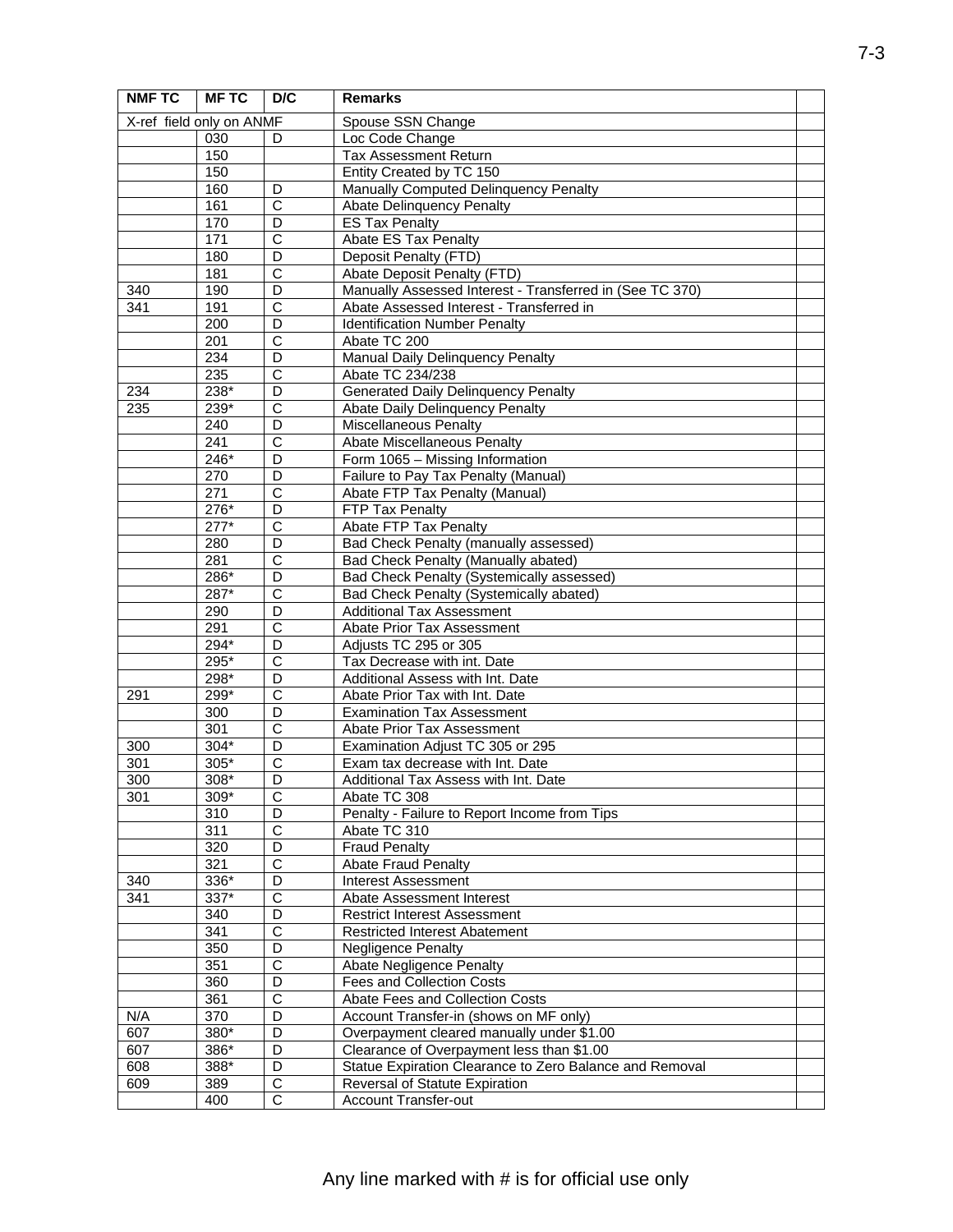| NMF TC | MF TC | D/C | Remarks | |
|---|---|---|---|---|
| X-ref field only on ANMF | | | Spouse SSN Change | |
| | 030 | D | Loc Code Change | |
| | 150 | | Tax Assessment Return | |
| | 150 | | Entity Created by TC 150 | |
| | 160 | D | Manually Computed Delinquency Penalty | |
| | 161 | C | Abate Delinquency Penalty | |
| | 170 | D | ES Tax Penalty | |
| | 171 | C | Abate ES Tax Penalty | |
| | 180 | D | Deposit Penalty (FTD) | |
| | 181 | C | Abate Deposit Penalty (FTD) | |
| 340 | 190 | D | Manually Assessed Interest - Transferred in (See TC 370) | |
| 341 | 191 | C | Abate Assessed Interest - Transferred in | |
| | 200 | D | Identification Number Penalty | |
| | 201 | C | Abate TC 200 | |
| | 234 | D | Manual Daily Delinquency Penalty | |
| | 235 | C | Abate TC 234/238 | |
| 234 | 238* | D | Generated Daily Delinquency Penalty | |
| 235 | 239* | C | Abate Daily Delinquency Penalty | |
| | 240 | D | Miscellaneous Penalty | |
| | 241 | C | Abate Miscellaneous Penalty | |
| | 246* | D | Form 1065 – Missing Information | |
| | 270 | D | Failure to Pay Tax Penalty (Manual) | |
| | 271 | C | Abate FTP Tax Penalty (Manual) | |
| | 276* | D | FTP Tax Penalty | |
| | 277* | C | Abate FTP Tax Penalty | |
| | 280 | D | Bad Check Penalty (manually assessed) | |
| | 281 | C | Bad Check Penalty (Manually abated) | |
| | 286* | D | Bad Check Penalty (Systemically assessed) | |
| | 287* | C | Bad Check Penalty (Systemically abated) | |
| | 290 | D | Additional Tax Assessment | |
| | 291 | C | Abate Prior Tax Assessment | |
| | 294* | D | Adjusts TC 295 or 305 | |
| | 295* | C | Tax Decrease with int. Date | |
| | 298* | D | Additional Assess with Int. Date | |
| 291 | 299* | C | Abate Prior Tax with Int. Date | |
| | 300 | D | Examination Tax Assessment | |
| | 301 | C | Abate Prior Tax Assessment | |
| 300 | 304* | D | Examination Adjust TC 305 or 295 | |
| 301 | 305* | C | Exam tax decrease with Int. Date | |
| 300 | 308* | D | Additional Tax Assess with Int. Date | |
| 301 | 309* | C | Abate TC 308 | |
| | 310 | D | Penalty - Failure to Report Income from Tips | |
| | 311 | C | Abate TC 310 | |
| | 320 | D | Fraud Penalty | |
| | 321 | C | Abate Fraud Penalty | |
| 340 | 336* | D | Interest Assessment | |
| 341 | 337* | C | Abate Assessment Interest | |
| | 340 | D | Restrict Interest Assessment | |
| | 341 | C | Restricted Interest Abatement | |
| | 350 | D | Negligence Penalty | |
| | 351 | C | Abate Negligence Penalty | |
| | 360 | D | Fees and Collection Costs | |
| | 361 | C | Abate Fees and Collection Costs | |
| N/A | 370 | D | Account Transfer-in (shows on MF only) | |
| 607 | 380* | D | Overpayment cleared manually under $1.00 | |
| 607 | 386* | D | Clearance of Overpayment less than $1.00 | |
| 608 | 388* | D | Statue Expiration Clearance to Zero Balance and Removal | |
| 609 | 389 | C | Reversal of Statute Expiration | |
| | 400 | C | Account Transfer-out | |

Any line marked with # is for official use only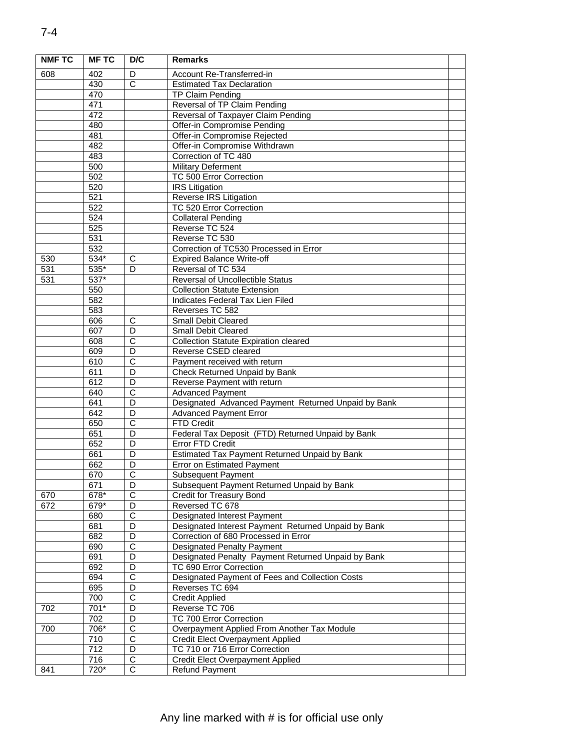| NMF TC | MF TC | D/C | Remarks | |
|---|---|---|---|---|
| 608 | 402 | D | Account Re-Transferred-in | |
| | 430 | C | Estimated Tax Declaration | |
| | 470 | | TP Claim Pending | |
| | 471 | | Reversal of TP Claim Pending | |
| | 472 | | Reversal of Taxpayer Claim Pending | |
| | 480 | | Offer-in Compromise Pending | |
| | 481 | | Offer-in Compromise Rejected | |
| | 482 | | Offer-in Compromise Withdrawn | |
| | 483 | | Correction of TC 480 | |
| | 500 | | Military Deferment | |
| | 502 | | TC 500 Error Correction | |
| | 520 | | IRS Litigation | |
| | 521 | | Reverse IRS Litigation | |
| | 522 | | TC 520 Error Correction | |
| | 524 | | Collateral Pending | |
| | 525 | | Reverse TC 524 | |
| | 531 | | Reverse TC 530 | |
| | 532 | | Correction of TC530 Processed in Error | |
| 530 | 534* | C | Expired Balance Write-off | |
| 531 | 535* | D | Reversal of TC 534 | |
| 531 | 537* | | Reversal of Uncollectible Status | |
| | 550 | | Collection Statute Extension | |
| | 582 | | Indicates Federal Tax Lien Filed | |
| | 583 | | Reverses TC 582 | |
| | 606 | C | Small Debit Cleared | |
| | 607 | D | Small Debit Cleared | |
| | 608 | C | Collection Statute Expiration cleared | |
| | 609 | D | Reverse CSED cleared | |
| | 610 | C | Payment received with return | |
| | 611 | D | Check Returned Unpaid by Bank | |
| | 612 | D | Reverse Payment with return | |
| | 640 | C | Advanced Payment | |
| | 641 | D | Designated Advanced Payment Returned Unpaid by Bank | |
| | 642 | D | Advanced Payment Error | |
| | 650 | C | FTD Credit | |
| | 651 | D | Federal Tax Deposit (FTD) Returned Unpaid by Bank | |
| | 652 | D | Error FTD Credit | |
| | 661 | D | Estimated Tax Payment Returned Unpaid by Bank | |
| | 662 | D | Error on Estimated Payment | |
| | 670 | C | Subsequent Payment | |
| | 671 | D | Subsequent Payment Returned Unpaid by Bank | |
| 670 | 678* | C | Credit for Treasury Bond | |
| 672 | 679* | D | Reversed TC 678 | |
| | 680 | C | Designated Interest Payment | |
| | 681 | D | Designated Interest Payment Returned Unpaid by Bank | |
| | 682 | D | Correction of 680 Processed in Error | |
| | 690 | C | Designated Penalty Payment | |
| | 691 | D | Designated Penalty Payment Returned Unpaid by Bank | |
| | 692 | D | TC 690 Error Correction | |
| | 694 | C | Designated Payment of Fees and Collection Costs | |
| | 695 | D | Reverses TC 694 | |
| | 700 | C | Credit Applied | |
| 702 | 701* | D | Reverse TC 706 | |
| | 702 | D | TC 700 Error Correction | |
| 700 | 706* | C | Overpayment Applied From Another Tax Module | |
| | 710 | C | Credit Elect Overpayment Applied | |
| | 712 | D | TC 710 or 716 Error Correction | |
| | 716 | C | Credit Elect Overpayment Applied | |
| 841 | 720* | C | Refund Payment | |

Any line marked with # is for official use only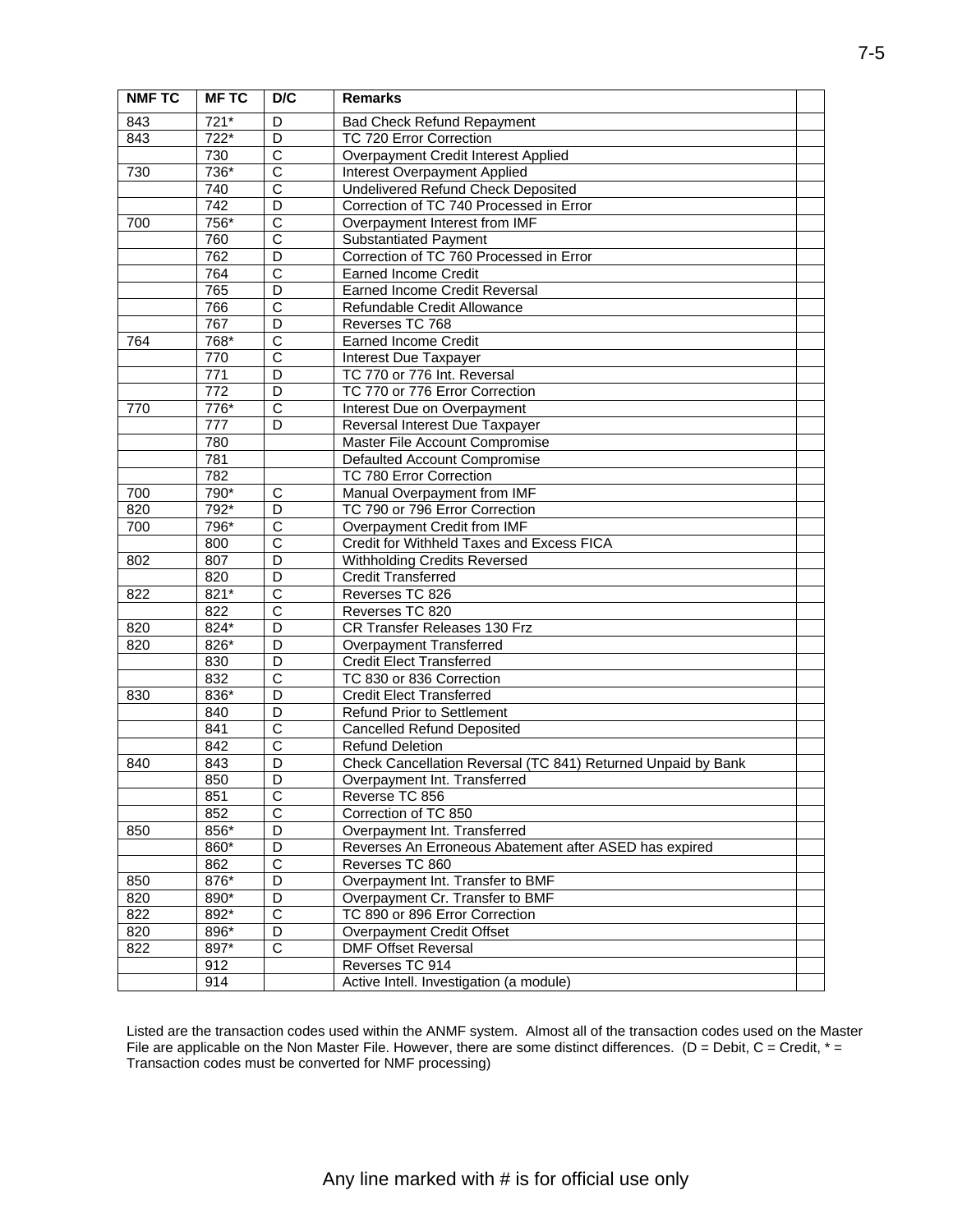| NMF TC | MF TC | D/C | Remarks | |
|---|---|---|---|---|
| 843 | 721* | D | Bad Check Refund Repayment | |
| 843 | 722* | D | TC 720 Error Correction | |
| | 730 | C | Overpayment Credit Interest Applied | |
| 730 | 736* | C | Interest Overpayment Applied | |
| | 740 | C | Undelivered Refund Check Deposited | |
| | 742 | D | Correction of TC 740 Processed in Error | |
| 700 | 756* | C | Overpayment Interest from IMF | |
| | 760 | C | Substantiated Payment | |
| | 762 | D | Correction of TC 760 Processed in Error | |
| | 764 | C | Earned Income Credit | |
| | 765 | D | Earned Income Credit Reversal | |
| | 766 | C | Refundable Credit Allowance | |
| | 767 | D | Reverses TC 768 | |
| 764 | 768* | C | Earned Income Credit | |
| | 770 | C | Interest Due Taxpayer | |
| | 771 | D | TC 770 or 776 Int. Reversal | |
| | 772 | D | TC 770 or 776 Error Correction | |
| 770 | 776* | C | Interest Due on Overpayment | |
| | 777 | D | Reversal Interest Due Taxpayer | |
| | 780 | | Master File Account Compromise | |
| | 781 | | Defaulted Account Compromise | |
| | 782 | | TC 780 Error Correction | |
| 700 | 790* | C | Manual Overpayment from IMF | |
| 820 | 792* | D | TC 790 or 796 Error Correction | |
| 700 | 796* | C | Overpayment Credit from IMF | |
| | 800 | C | Credit for Withheld Taxes and Excess FICA | |
| 802 | 807 | D | Withholding Credits Reversed | |
| | 820 | D | Credit Transferred | |
| 822 | 821* | C | Reverses TC 826 | |
| | 822 | C | Reverses TC 820 | |
| 820 | 824* | D | CR Transfer Releases 130 Frz | |
| 820 | 826* | D | Overpayment Transferred | |
| | 830 | D | Credit Elect Transferred | |
| | 832 | C | TC 830 or 836 Correction | |
| 830 | 836* | D | Credit Elect Transferred | |
| | 840 | D | Refund Prior to Settlement | |
| | 841 | C | Cancelled Refund Deposited | |
| | 842 | C | Refund Deletion | |
| 840 | 843 | D | Check Cancellation Reversal (TC 841) Returned Unpaid by Bank | |
| | 850 | D | Overpayment Int. Transferred | |
| | 851 | C | Reverse TC 856 | |
| | 852 | C | Correction of TC 850 | |
| 850 | 856* | D | Overpayment Int. Transferred | |
| | 860* | D | Reverses An Erroneous Abatement after ASED has expired | |
| | 862 | C | Reverses TC 860 | |
| 850 | 876* | D | Overpayment Int. Transfer to BMF | |
| 820 | 890* | D | Overpayment Cr. Transfer to BMF | |
| 822 | 892* | C | TC 890 or 896 Error Correction | |
| 820 | 896* | D | Overpayment Credit Offset | |
| 822 | 897* | C | DMF Offset Reversal | |
| | 912 | | Reverses TC 914 | |
| | 914 | | Active Intell. Investigation (a module) | |

Listed are the transaction codes used within the ANMF system. Almost all of the transaction codes used on the Master File are applicable on the Non Master File. However, there are some distinct differences. (D = Debit, C = Credit, * = Transaction codes must be converted for NMF processing)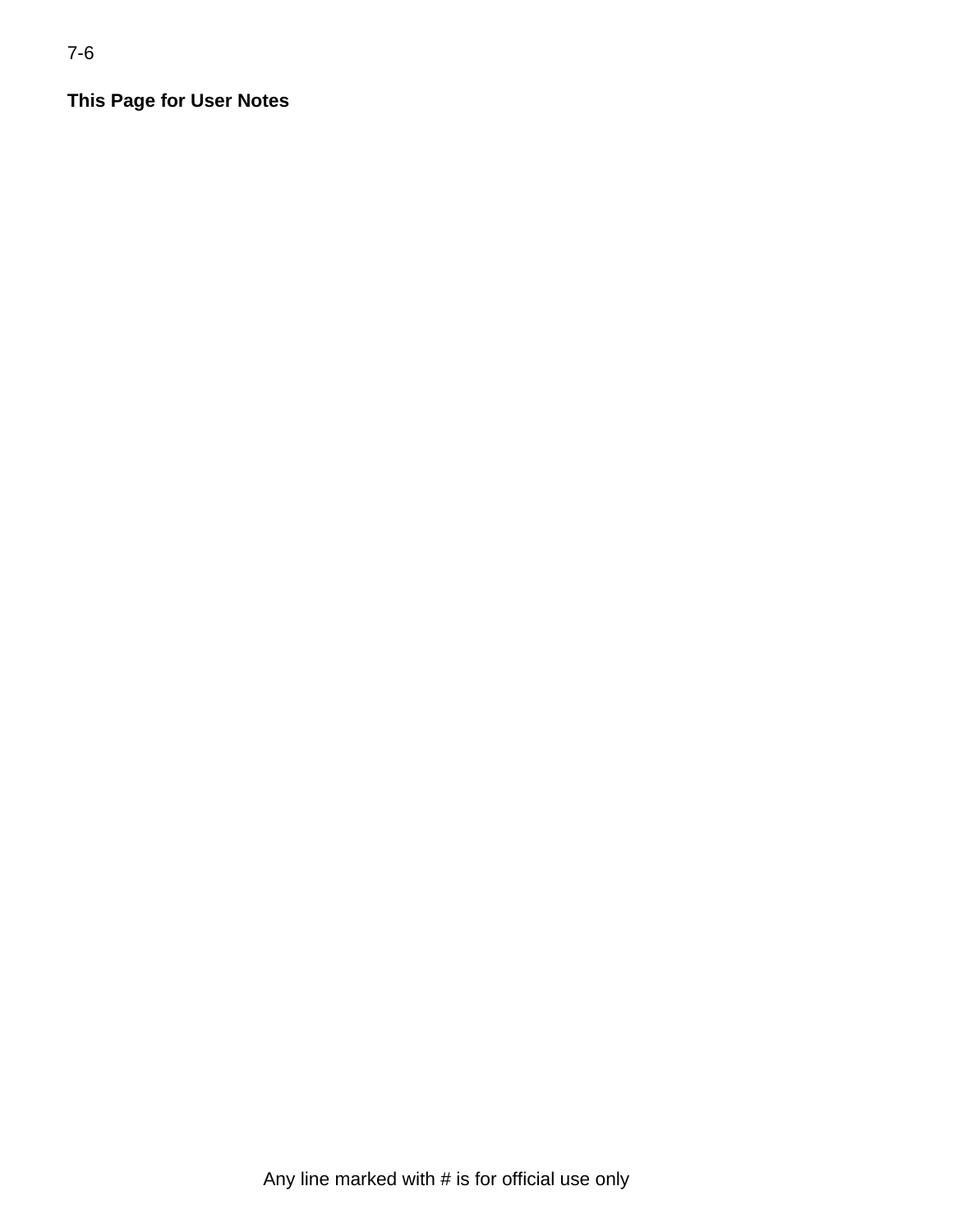**This Page for User Notes**

Any line marked with # is for official use only